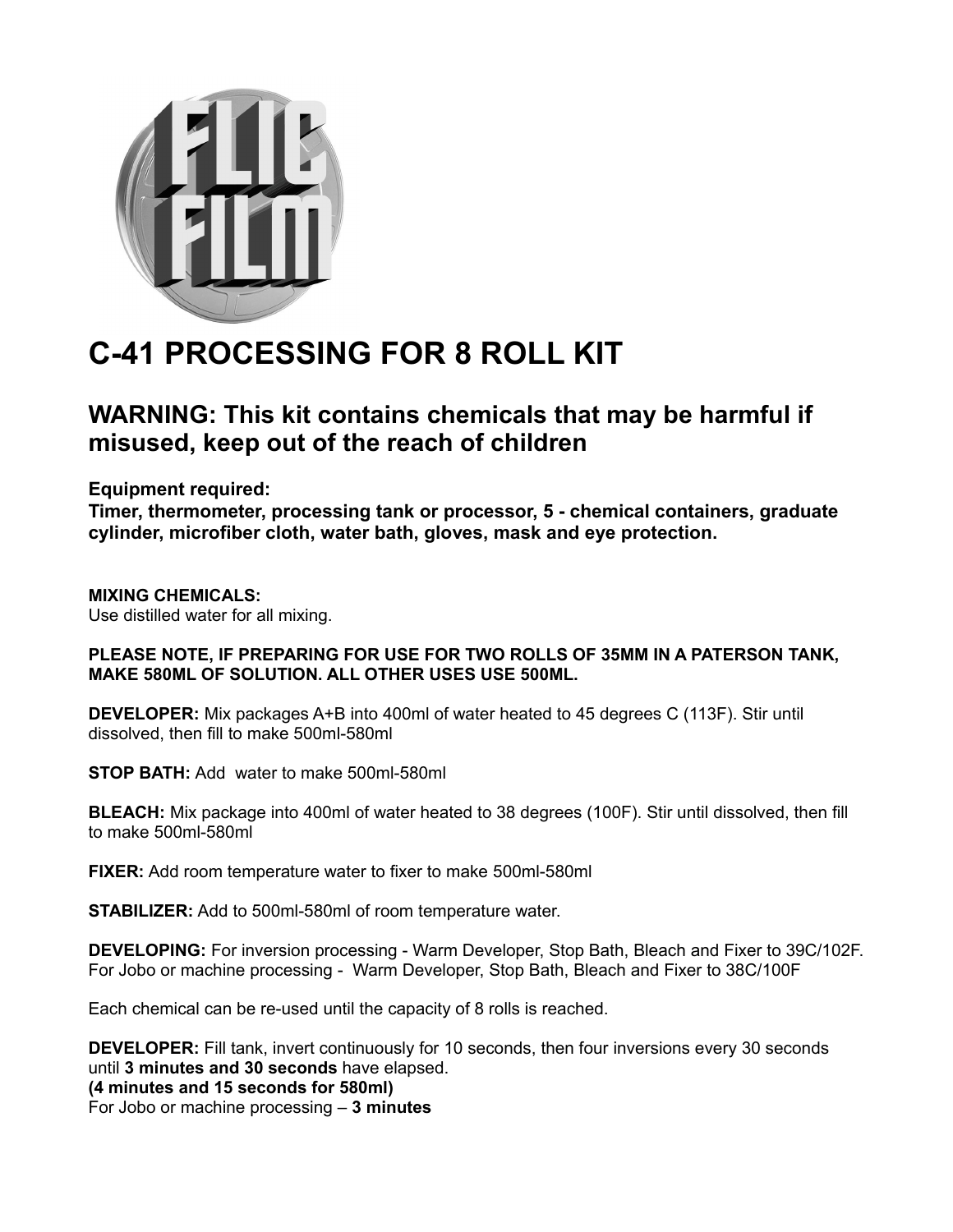# C-41 PROCESSING FOR 8 ROLL KIT

## WARNING: This kit contains chemicals that may be harmful if misused, keep out of the reach of children

**Equipment required:**
**Timer, thermometer, processing tank or processor, 5 - chemical containers, graduate cylinder, microfiber cloth, water bath, gloves, mask and eye protection.**

**MIXING CHEMICALS:**
Use distilled water for all mixing.

**PLEASE NOTE, IF PREPARING FOR USE FOR TWO ROLLS OF 35MM IN A PATERSON TANK, MAKE 580ML OF SOLUTION. ALL OTHER USES USE 500ML.**

**DEVELOPER:** Mix packages A+B into 400ml of water heated to 45 degrees C (113F). Stir until dissolved, then fill to make 500ml-580ml

**STOP BATH:** Add water to make 500ml-580ml

**BLEACH:** Mix package into 400ml of water heated to 38 degrees (100F). Stir until dissolved, then fill to make 500ml-580ml

**FIXER:** Add room temperature water to fixer to make 500ml-580ml

**STABILIZER:** Add to 500ml-580ml of room temperature water.

**DEVELOPING:** For inversion processing - Warm Developer, Stop Bath, Bleach and Fixer to 39C/102F. For Jobo or machine processing - Warm Developer, Stop Bath, Bleach and Fixer to 38C/100F

Each chemical can be re-used until the capacity of 8 rolls is reached.

**DEVELOPER:** Fill tank, invert continuously for 10 seconds, then four inversions every 30 seconds until **3 minutes and 30 seconds** have elapsed.
**(4 minutes and 15 seconds for 580ml)**
For Jobo or machine processing – **3 minutes**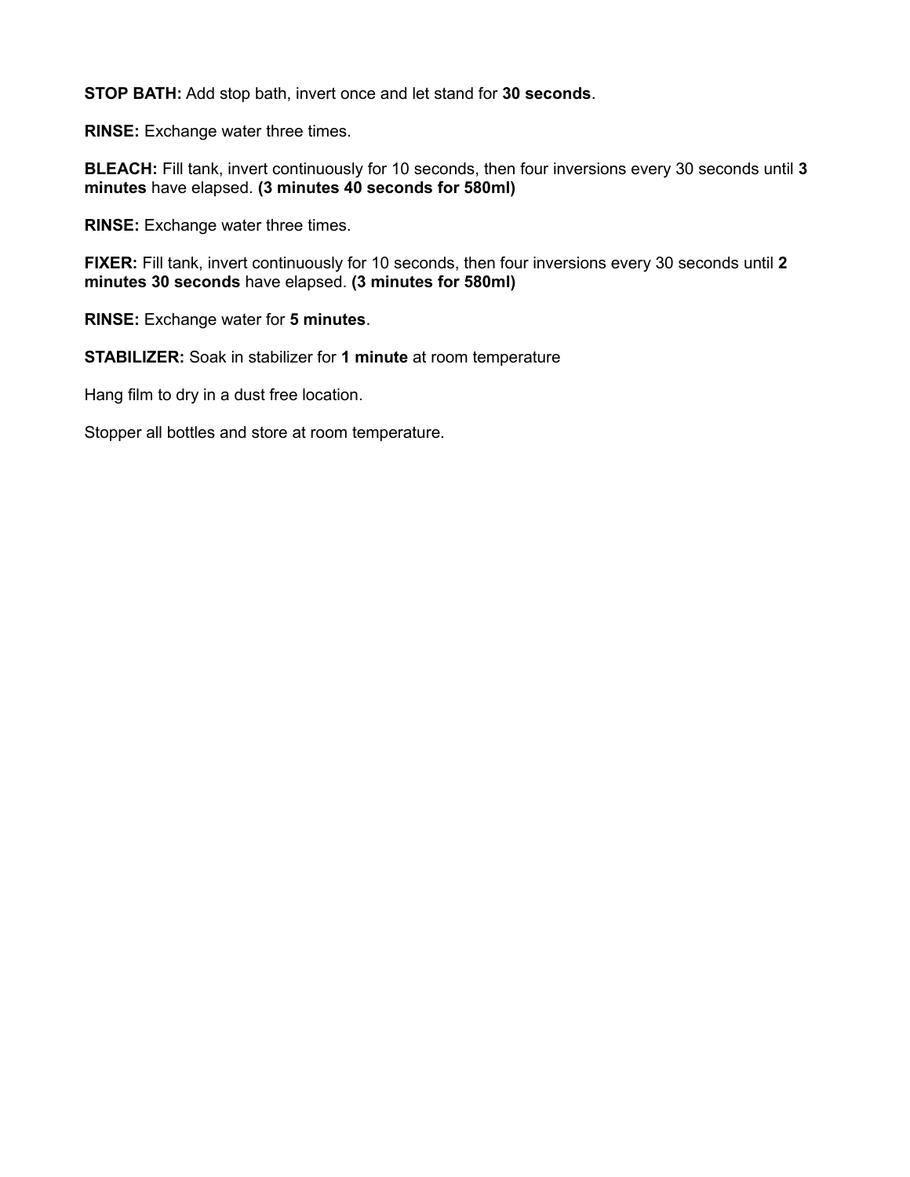**STOP BATH:** Add stop bath, invert once and let stand for **30 seconds**.

**RINSE:** Exchange water three times.

**BLEACH:** Fill tank, invert continuously for 10 seconds, then four inversions every 30 seconds until **3 minutes** have elapsed. **(3 minutes 40 seconds for 580ml)**

**RINSE:** Exchange water three times.

**FIXER:** Fill tank, invert continuously for 10 seconds, then four inversions every 30 seconds until **2 minutes 30 seconds** have elapsed. **(3 minutes for 580ml)**

**RINSE:** Exchange water for **5 minutes**.

**STABILIZER:** Soak in stabilizer for **1 minute** at room temperature

Hang film to dry in a dust free location.

Stopper all bottles and store at room temperature.